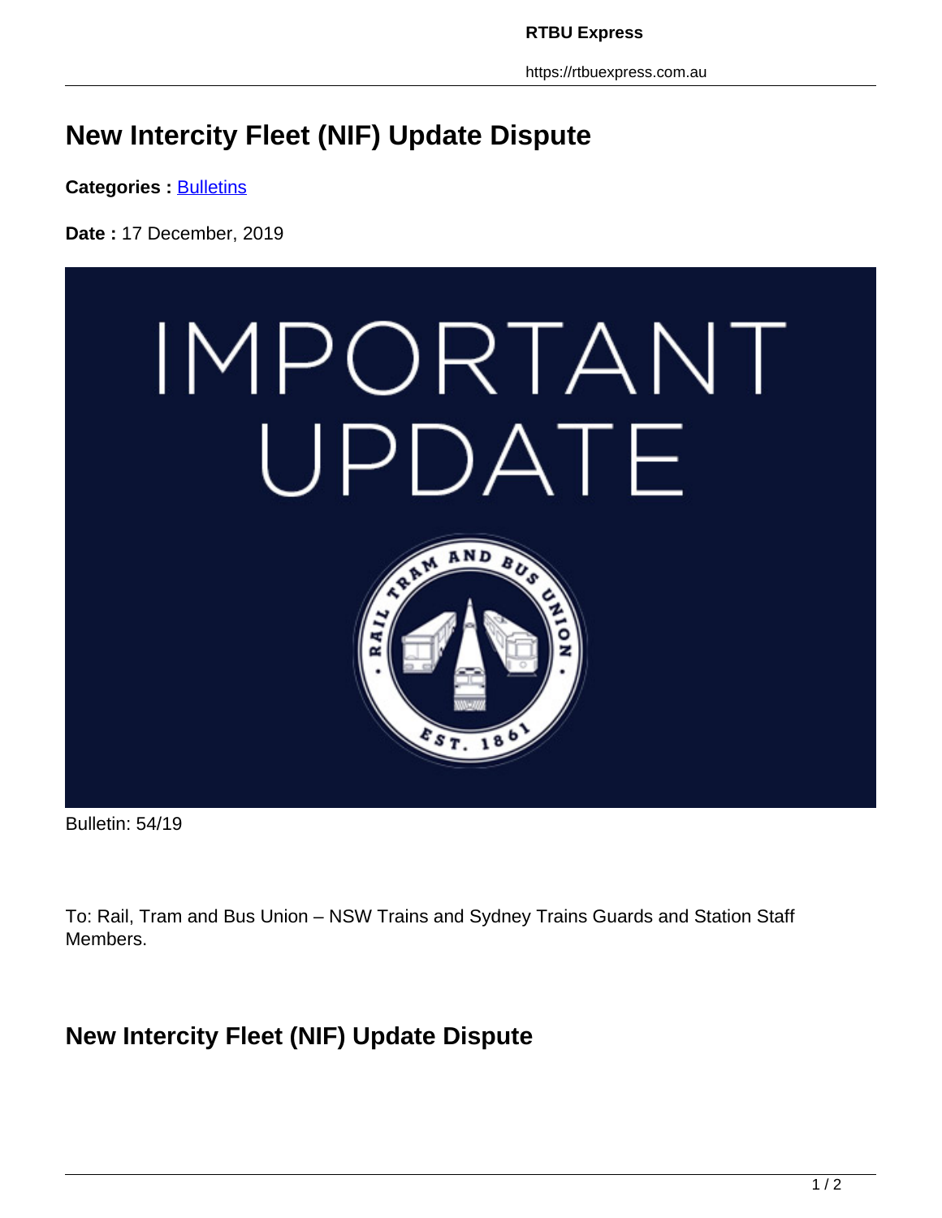# New Intercity Fleet (NIF) Update Dispute

**Categories :** Bulletins

**Date :** 17 December, 2019

Bulletin: 54/19

To: Rail, Tram and Bus Union – NSW Trains and Sydney Trains Guards and Station Staff Members.

## New Intercity Fleet (NIF) Update Dispute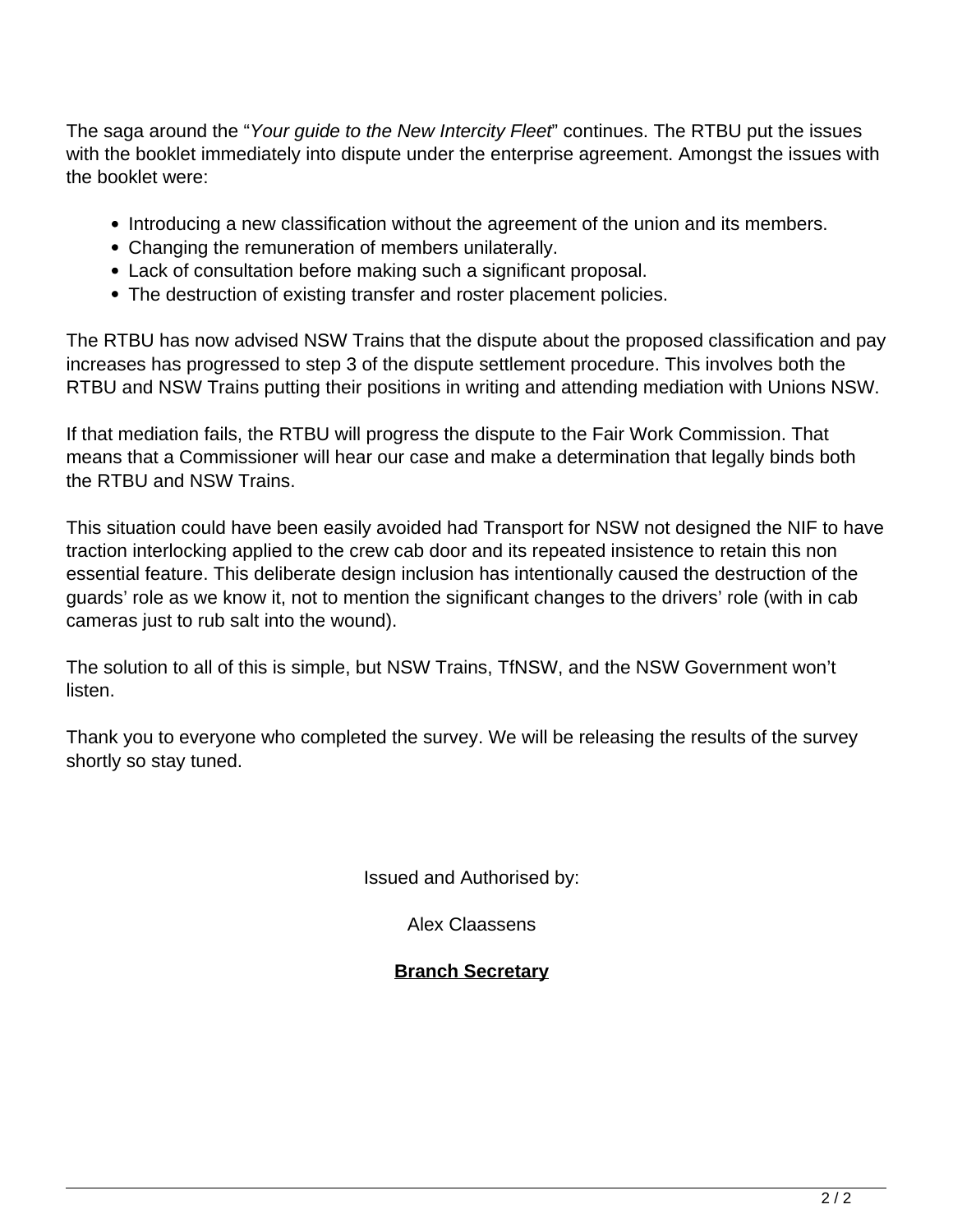The saga around the "*Your guide to the New Intercity Fleet*" continues. The RTBU put the issues with the booklet immediately into dispute under the enterprise agreement. Amongst the issues with the booklet were:

- Introducing a new classification without the agreement of the union and its members.
- Changing the remuneration of members unilaterally.
- Lack of consultation before making such a significant proposal.
- The destruction of existing transfer and roster placement policies.

The RTBU has now advised NSW Trains that the dispute about the proposed classification and pay increases has progressed to step 3 of the dispute settlement procedure. This involves both the RTBU and NSW Trains putting their positions in writing and attending mediation with Unions NSW.

If that mediation fails, the RTBU will progress the dispute to the Fair Work Commission. That means that a Commissioner will hear our case and make a determination that legally binds both the RTBU and NSW Trains.

This situation could have been easily avoided had Transport for NSW not designed the NIF to have traction interlocking applied to the crew cab door and its repeated insistence to retain this non essential feature. This deliberate design inclusion has intentionally caused the destruction of the guards' role as we know it, not to mention the significant changes to the drivers' role (with in cab cameras just to rub salt into the wound).

The solution to all of this is simple, but NSW Trains, TfNSW, and the NSW Government won't listen.

Thank you to everyone who completed the survey. We will be releasing the results of the survey shortly so stay tuned.

Issued and Authorised by:

Alex Claassens

**Branch Secretary**